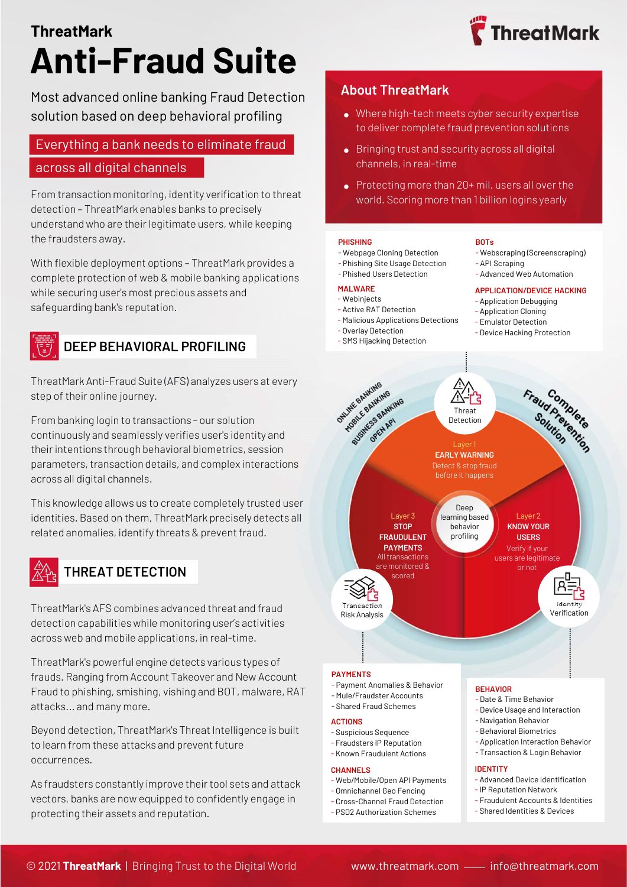# ThreatMark

# Anti-Fraud Suite

Most advanced online banking Fraud Detection solution based on deep behavioral profiling

**Everything a bank needs to eliminate fraud across all digital channels**

From transaction monitoring, identity verification to threat detection – ThreatMark enables banks to precisely understand who are their legitimate users, while keeping the fraudsters away.

With flexible deployment options – ThreatMark provides a complete protection of web & mobile banking applications while securing user's most precious assets and safeguarding bank's reputation.

## DEEP BEHAVIORAL PROFILING

ThreatMark Anti-Fraud Suite (AFS) analyzes users at every step of their online journey.

From banking login to transactions - our solution continuously and seamlessly verifies user's identity and their intentions through behavioral biometrics, session parameters, transaction details, and complex interactions across all digital channels.

This knowledge allows us to create completely trusted user identities. Based on them, ThreatMark precisely detects all related anomalies, identify threats & prevent fraud.

## THREAT DETECTION

ThreatMark's AFS combines advanced threat and fraud detection capabilities while monitoring user's activities across web and mobile applications, in real-time.

ThreatMark's powerful engine detects various types of frauds. Ranging from Account Takeover and New Account Fraud to phishing, smishing, vishing and BOT, malware, RAT attacks... and many more.

Beyond detection, ThreatMark's Threat Intelligence is built to learn from these attacks and prevent future occurrences.

As fraudsters constantly improve their tool sets and attack vectors, banks are now equipped to confidently engage in protecting their assets and reputation.

## About ThreatMark

- Where high-tech meets cyber security expertise to deliver complete fraud prevention solutions
- Bringing trust and security across all digital channels, in real-time
- Protecting more than 20+ mil. users all over the world. Scoring more than 1 billion logins yearly

**PHISHING**
- Webpage Cloning Detection
- Phishing Site Usage Detection
- Phished Users Detection

**MALWARE**
- Webinjects
- Active RAT Detection
- Malicious Applications Detections
- Overlay Detection
- SMS Hijacking Detection

**BOTs**
- Webscraping (Screenscraping)
- API Scraping
- Advanced Web Automation

**APPLICATION/DEVICE HACKING**
- Application Debugging
- Application Cloning
- Emulator Detection
- Device Hacking Protection

ONLINE BANKING
MOBILE BANKING
BUSINESS BANKING
OPEN API

Complete Fraud Prevention Solution

Threat Detection

Layer 1
EARLY WARNING
Detect & stop fraud before it happens

Layer 2
KNOW YOUR USERS
Verify if your users are legitimate or not

Layer 3
STOP FRAUDULENT PAYMENTS
All transactions are monitored & scored

Deep learning based behavior profiling

Transaction Risk Analysis

Identity Verification

**PAYMENTS**
- Payment Anomalies & Behavior
- Mule/Fraudster Accounts
- Shared Fraud Schemes

**ACTIONS**
- Suspicious Sequence
- Fraudsters IP Reputation
- Known Fraudulent Actions

**CHANNELS**
- Web/Mobile/Open API Payments
- Omnichannel Geo Fencing
- Cross-Channel Fraud Detection
- PSD2 Authorization Schemes

**BEHAVIOR**
- Date & Time Behavior
- Device Usage and Interaction
- Navigation Behavior
- Behavioral Biometrics
- Application Interaction Behavior
- Transaction & Login Behavior

**IDENTITY**
- Advanced Device Identification
- IP Reputation Network
- Fraudulent Accounts & Identities
- Shared Identities & Devices

© 2021 **ThreatMark** | Bringing Trust to the Digital World    www.threatmark.com —— info@threatmark.com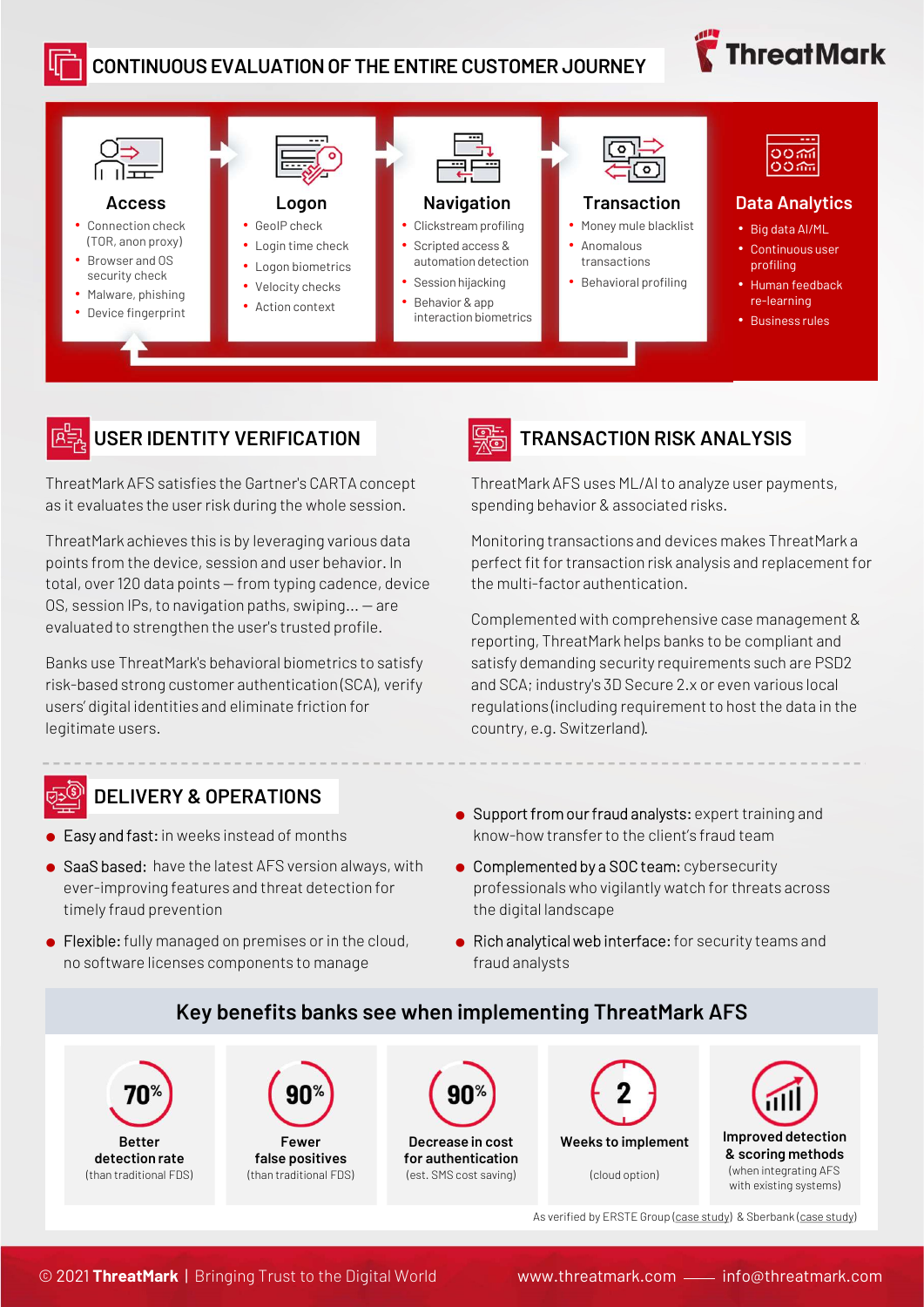## CONTINUOUS EVALUATION OF THE ENTIRE CUSTOMER JOURNEY

ThreatMark

### Access
- Connection check (TOR, anon proxy)
- Browser and OS security check
- Malware, phishing
- Device fingerprint

### Logon
- GeoIP check
- Login time check
- Logon biometrics
- Velocity checks
- Action context

### Navigation
- Clickstream profiling
- Scripted access & automation detection
- Session hijacking
- Behavior & app interaction biometrics

### Transaction
- Money mule blacklist
- Anomalous transactions
- Behavioral profiling

### Data Analytics
- Big data AI/ML
- Continuous user profiling
- Human feedback re-learning
- Business rules

## USER IDENTITY VERIFICATION

ThreatMark AFS satisfies the Gartner's CARTA concept as it evaluates the user risk during the whole session.

ThreatMark achieves this is by leveraging various data points from the device, session and user behavior. In total, over 120 data points – from typing cadence, device OS, session IPs, to navigation paths, swiping... – are evaluated to strengthen the user's trusted profile.

Banks use ThreatMark's behavioral biometrics to satisfy risk-based strong customer authentication (SCA), verify users' digital identities and eliminate friction for legitimate users.

## TRANSACTION RISK ANALYSIS

ThreatMark AFS uses ML/AI to analyze user payments, spending behavior & associated risks.

Monitoring transactions and devices makes ThreatMark a perfect fit for transaction risk analysis and replacement for the multi-factor authentication.

Complemented with comprehensive case management & reporting, ThreatMark helps banks to be compliant and satisfy demanding security requirements such are PSD2 and SCA; industry's 3D Secure 2.x or even various local regulations (including requirement to host the data in the country, e.g. Switzerland).

## DELIVERY & OPERATIONS

- **Easy and fast:** in weeks instead of months
- **SaaS based:** have the latest AFS version always, with ever-improving features and threat detection for timely fraud prevention
- **Flexible:** fully managed on premises or in the cloud, no software licenses components to manage
- **Support from our fraud analysts:** expert training and know-how transfer to the client's fraud team
- **Complemented by a SOC team:** cybersecurity professionals who vigilantly watch for threats across the digital landscape
- **Rich analytical web interface:** for security teams and fraud analysts

## Key benefits banks see when implementing ThreatMark AFS

- **70%** — **Better detection rate** (than traditional FDS)
- **90%** — **Fewer false positives** (than traditional FDS)
- **90%** — **Decrease in cost for authentication** (est. SMS cost saving)
- **2** — **Weeks to implement** (cloud option)
- **Improved detection & scoring methods** (when integrating AFS with existing systems)

As verified by ERSTE Group (case study) & Sberbank (case study)

© 2021 **ThreatMark** | Bringing Trust to the Digital World    www.threatmark.com —— info@threatmark.com